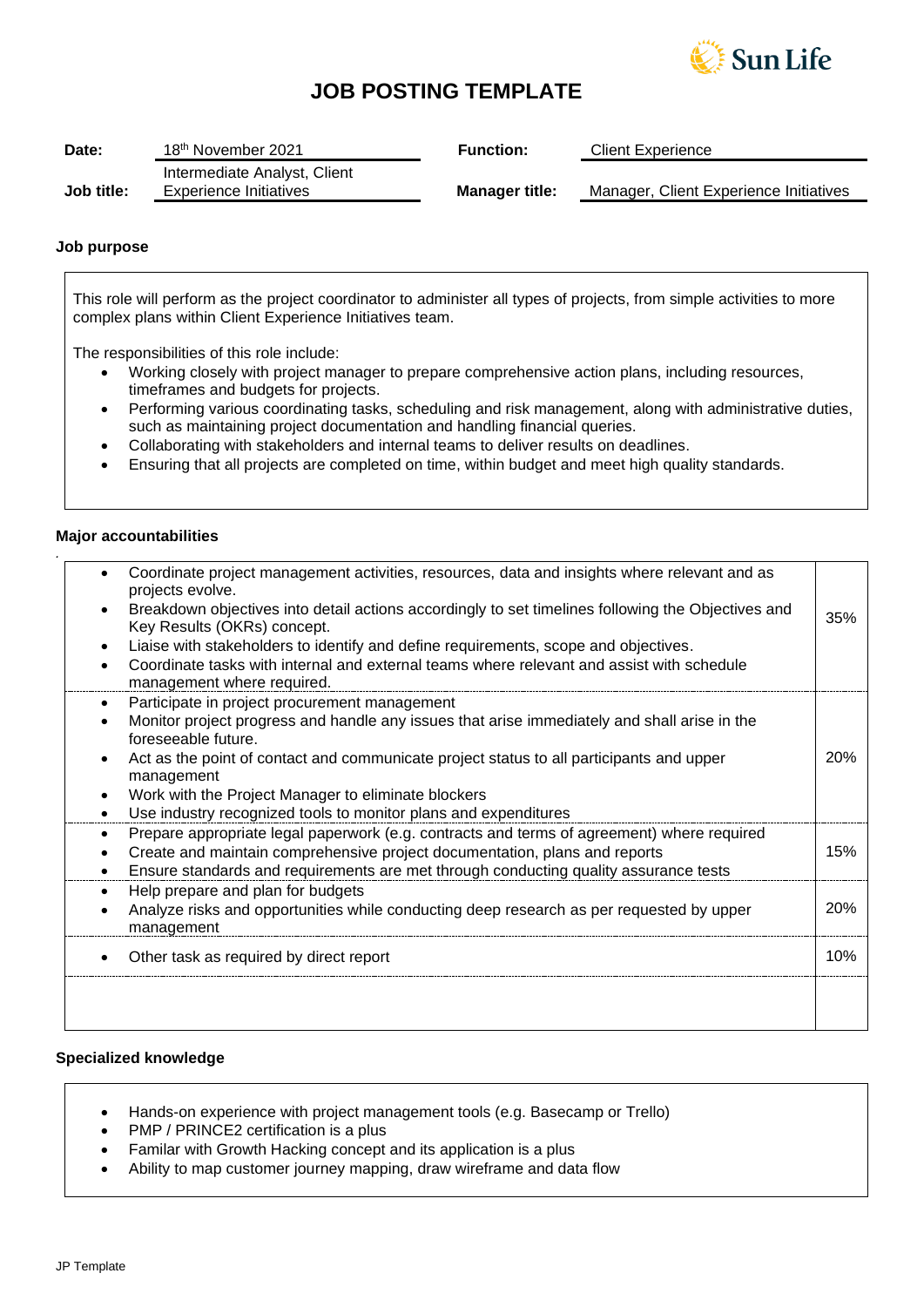Sun Life

# JOB POSTING TEMPLATE

| | | | |
|---|---|---|---|
| **Date:** | 18th November 2021 | **Function:** | Client Experience |
| **Job title:** | Intermediate Analyst, Client Experience Initiatives | **Manager title:** | Manager, Client Experience Initiatives |

### Job purpose

This role will perform as the project coordinator to administer all types of projects, from simple activities to more complex plans within Client Experience Initiatives team.

The responsibilities of this role include:

- Working closely with project manager to prepare comprehensive action plans, including resources, timeframes and budgets for projects.
- Performing various coordinating tasks, scheduling and risk management, along with administrative duties, such as maintaining project documentation and handling financial queries.
- Collaborating with stakeholders and internal teams to deliver results on deadlines.
- Ensuring that all projects are completed on time, within budget and meet high quality standards.

### Major accountabilities

| Accountabilities | % |
|---|---|
| • Coordinate project management activities, resources, data and insights where relevant and as projects evolve.<br>• Breakdown objectives into detail actions accordingly to set timelines following the Objectives and Key Results (OKRs) concept.<br>• Liaise with stakeholders to identify and define requirements, scope and objectives.<br>• Coordinate tasks with internal and external teams where relevant and assist with schedule management where required. | 35% |
| • Participate in project procurement management<br>• Monitor project progress and handle any issues that arise immediately and shall arise in the foreseeable future.<br>• Act as the point of contact and communicate project status to all participants and upper management<br>• Work with the Project Manager to eliminate blockers<br>• Use industry recognized tools to monitor plans and expenditures | 20% |
| • Prepare appropriate legal paperwork (e.g. contracts and terms of agreement) where required<br>• Create and maintain comprehensive project documentation, plans and reports<br>• Ensure standards and requirements are met through conducting quality assurance tests | 15% |
| • Help prepare and plan for budgets<br>• Analyze risks and opportunities while conducting deep research as per requested by upper management | 20% |
| • Other task as required by direct report | 10% |
| | |

### Specialized knowledge

- Hands-on experience with project management tools (e.g. Basecamp or Trello)
- PMP / PRINCE2 certification is a plus
- Familar with Growth Hacking concept and its application is a plus
- Ability to map customer journey mapping, draw wireframe and data flow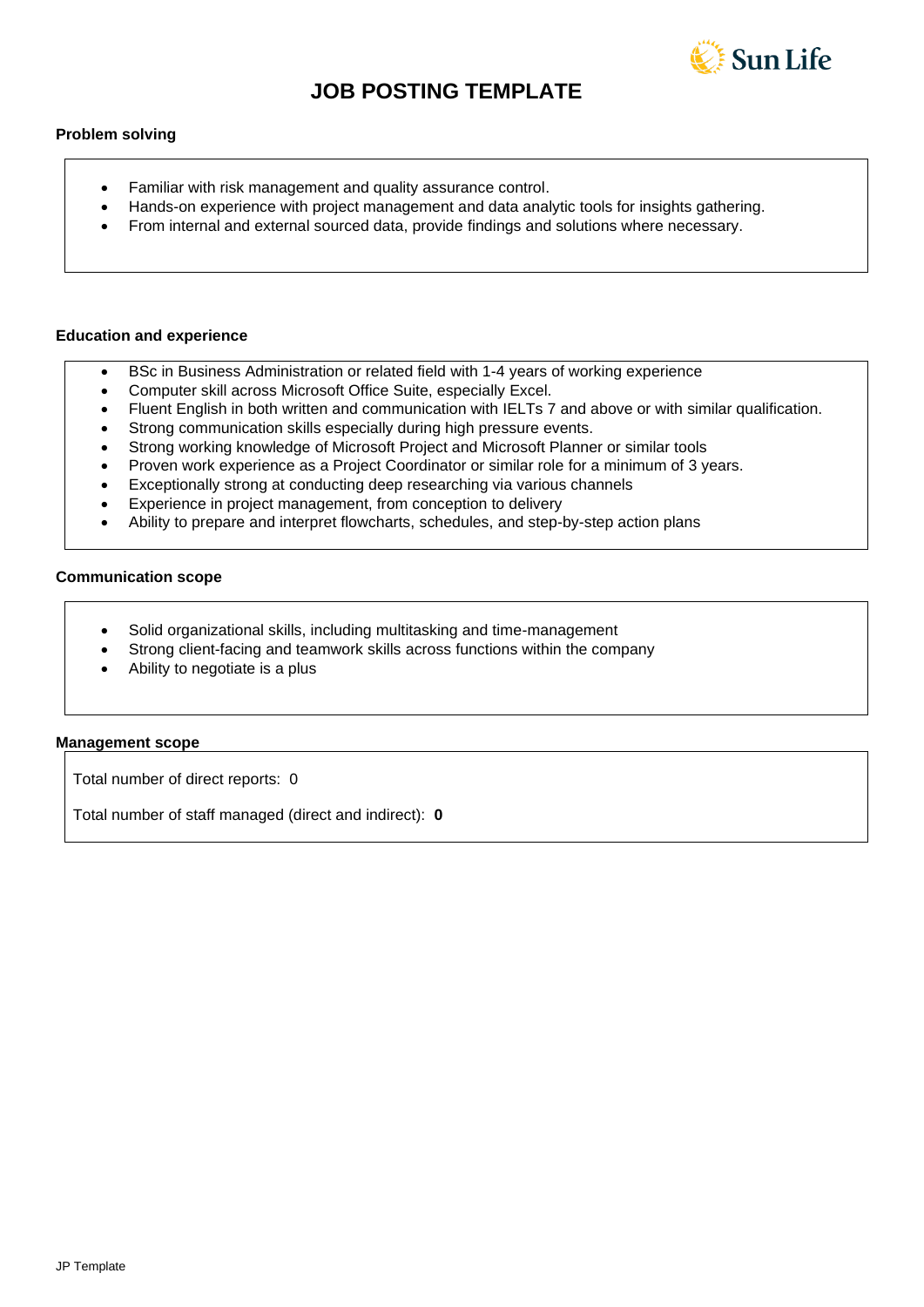# JOB POSTING TEMPLATE

### Problem solving

- Familiar with risk management and quality assurance control.
- Hands-on experience with project management and data analytic tools for insights gathering.
- From internal and external sourced data, provide findings and solutions where necessary.

### Education and experience

- BSc in Business Administration or related field with 1-4 years of working experience
- Computer skill across Microsoft Office Suite, especially Excel.
- Fluent English in both written and communication with IELTs 7 and above or with similar qualification.
- Strong communication skills especially during high pressure events.
- Strong working knowledge of Microsoft Project and Microsoft Planner or similar tools
- Proven work experience as a Project Coordinator or similar role for a minimum of 3 years.
- Exceptionally strong at conducting deep researching via various channels
- Experience in project management, from conception to delivery
- Ability to prepare and interpret flowcharts, schedules, and step-by-step action plans

### Communication scope

- Solid organizational skills, including multitasking and time-management
- Strong client-facing and teamwork skills across functions within the company
- Ability to negotiate is a plus

### Management scope

Total number of direct reports: 0

Total number of staff managed (direct and indirect): **0**